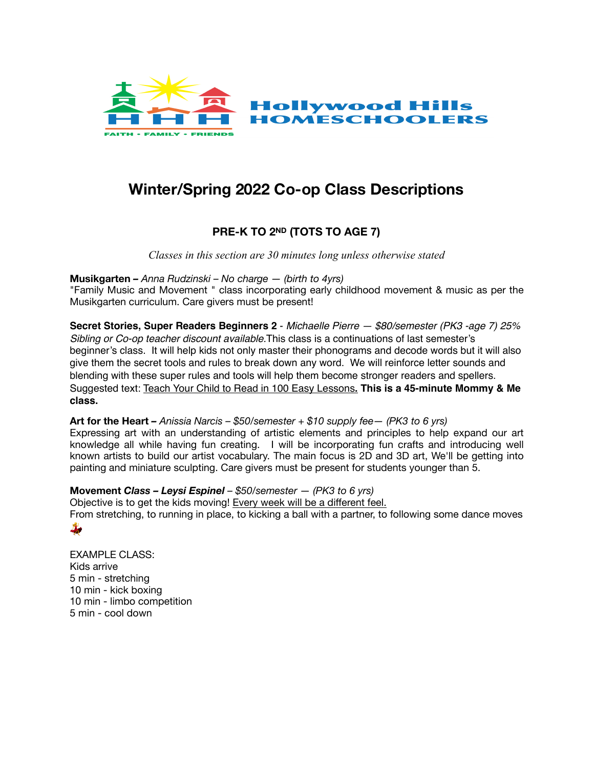Hollywood Hills HOMESCHOOLERS

FAITH - FAMILY - FRIENDS

# Winter/Spring 2022 Co-op Class Descriptions

## PRE-K TO 2ND (TOTS TO AGE 7)

*Classes in this section are 30 minutes long unless otherwise stated*

**Musikgarten –** *Anna Rudzinski – No charge — (birth to 4yrs)*
"Family Music and Movement " class incorporating early childhood movement & music as per the Musikgarten curriculum. Care givers must be present!

**Secret Stories, Super Readers Beginners 2** - *Michaelle Pierre — $80/semester (PK3 -age 7) 25% Sibling or Co-op teacher discount available.* This class is a continuations of last semester's beginner's class. It will help kids not only master their phonograms and decode words but it will also give them the secret tools and rules to break down any word. We will reinforce letter sounds and blending with these super rules and tools will help them become stronger readers and spellers. Suggested text: Teach Your Child to Read in 100 Easy Lessons**. This is a 45-minute Mommy & Me class.**

**Art for the Heart –** *Anissia Narcis – $50/semester + $10 supply fee— (PK3 to 6 yrs)*
Expressing art with an understanding of artistic elements and principles to help expand our art knowledge all while having fun creating. I will be incorporating fun crafts and introducing well known artists to build our artist vocabulary. The main focus is 2D and 3D art, We'll be getting into painting and miniature sculpting. Care givers must be present for students younger than 5.

**Movement** ***Class – Leysi Espinel*** *– $50/semester — (PK3 to 6 yrs)*
Objective is to get the kids moving! Every week will be a different feel.
From stretching, to running in place, to kicking a ball with a partner, to following some dance moves 💃

EXAMPLE CLASS:
Kids arrive
5 min - stretching
10 min - kick boxing
10 min - limbo competition
5 min - cool down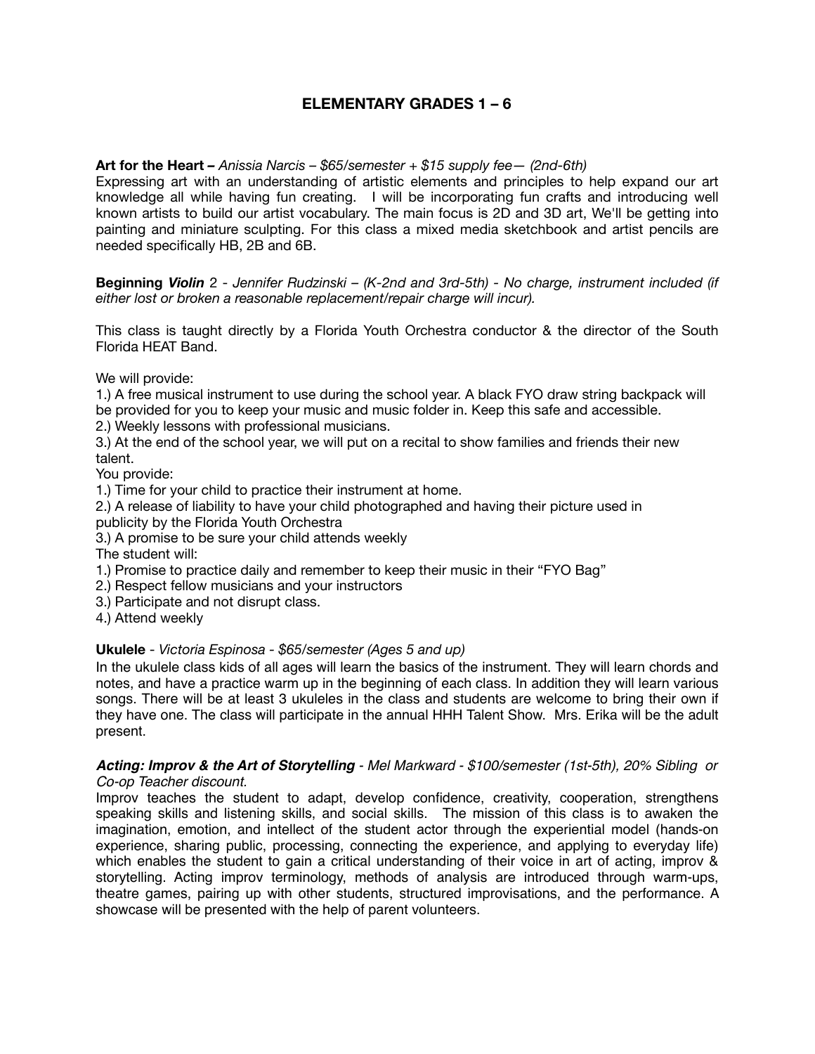## ELEMENTARY GRADES 1 – 6

**Art for the Heart –** *Anissia Narcis – $65/semester + $15 supply fee— (2nd-6th)*
Expressing art with an understanding of artistic elements and principles to help expand our art knowledge all while having fun creating. I will be incorporating fun crafts and introducing well known artists to build our artist vocabulary. The main focus is 2D and 3D art, We'll be getting into painting and miniature sculpting. For this class a mixed media sketchbook and artist pencils are needed specifically HB, 2B and 6B.

**Beginning *Violin*** 2 - *Jennifer Rudzinski – (K-2nd and 3rd-5th) - No charge, instrument included (if either lost or broken a reasonable replacement/repair charge will incur).*

This class is taught directly by a Florida Youth Orchestra conductor & the director of the South Florida HEAT Band.

We will provide:
1.) A free musical instrument to use during the school year. A black FYO draw string backpack will be provided for you to keep your music and music folder in. Keep this safe and accessible.
2.) Weekly lessons with professional musicians.
3.) At the end of the school year, we will put on a recital to show families and friends their new talent.
You provide:
1.) Time for your child to practice their instrument at home.
2.) A release of liability to have your child photographed and having their picture used in publicity by the Florida Youth Orchestra
3.) A promise to be sure your child attends weekly
The student will:
1.) Promise to practice daily and remember to keep their music in their "FYO Bag"
2.) Respect fellow musicians and your instructors
3.) Participate and not disrupt class.
4.) Attend weekly

**Ukulele** - *Victoria Espinosa - $65/semester (Ages 5 and up)*
In the ukulele class kids of all ages will learn the basics of the instrument. They will learn chords and notes, and have a practice warm up in the beginning of each class. In addition they will learn various songs. There will be at least 3 ukuleles in the class and students are welcome to bring their own if they have one. The class will participate in the annual HHH Talent Show. Mrs. Erika will be the adult present.

***Acting: Improv & the Art of Storytelling*** - *Mel Markward - $100/semester (1st-5th), 20% Sibling or Co-op Teacher discount.*
Improv teaches the student to adapt, develop confidence, creativity, cooperation, strengthens speaking skills and listening skills, and social skills. The mission of this class is to awaken the imagination, emotion, and intellect of the student actor through the experiential model (hands-on experience, sharing public, processing, connecting the experience, and applying to everyday life) which enables the student to gain a critical understanding of their voice in art of acting, improv & storytelling. Acting improv terminology, methods of analysis are introduced through warm-ups, theatre games, pairing up with other students, structured improvisations, and the performance. A showcase will be presented with the help of parent volunteers.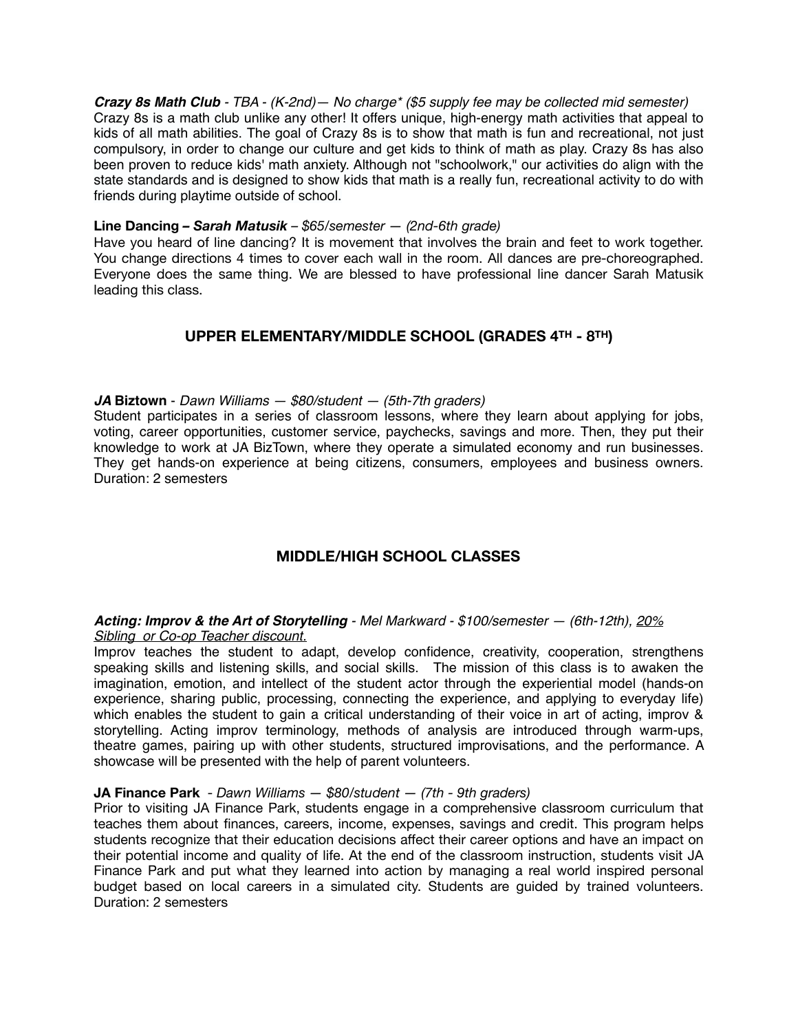***Crazy 8s Math Club*** - *TBA - (K-2nd)— No charge\* ($5 supply fee may be collected mid semester)*
Crazy 8s is a math club unlike any other! It offers unique, high-energy math activities that appeal to kids of all math abilities. The goal of Crazy 8s is to show that math is fun and recreational, not just compulsory, in order to change our culture and get kids to think of math as play. Crazy 8s has also been proven to reduce kids' math anxiety. Although not "schoolwork," our activities do align with the state standards and is designed to show kids that math is a really fun, recreational activity to do with friends during playtime outside of school.

**Line Dancing –** ***Sarah Matusik*** *– $65/semester — (2nd-6th grade)*
Have you heard of line dancing? It is movement that involves the brain and feet to work together. You change directions 4 times to cover each wall in the room. All dances are pre-choreographed. Everyone does the same thing. We are blessed to have professional line dancer Sarah Matusik leading this class.

## UPPER ELEMENTARY/MIDDLE SCHOOL (GRADES 4TH - 8TH)

***JA*** **Biztown** - *Dawn Williams — $80/student — (5th-7th graders)*
Student participates in a series of classroom lessons, where they learn about applying for jobs, voting, career opportunities, customer service, paychecks, savings and more. Then, they put their knowledge to work at JA BizTown, where they operate a simulated economy and run businesses. They get hands-on experience at being citizens, consumers, employees and business owners. Duration: 2 semesters

## MIDDLE/HIGH SCHOOL CLASSES

***Acting: Improv & the Art of Storytelling*** *- Mel Markward - $100/semester — (6th-12th), 20% Sibling or Co-op Teacher discount.*
Improv teaches the student to adapt, develop confidence, creativity, cooperation, strengthens speaking skills and listening skills, and social skills. The mission of this class is to awaken the imagination, emotion, and intellect of the student actor through the experiential model (hands-on experience, sharing public, processing, connecting the experience, and applying to everyday life) which enables the student to gain a critical understanding of their voice in art of acting, improv & storytelling. Acting improv terminology, methods of analysis are introduced through warm-ups, theatre games, pairing up with other students, structured improvisations, and the performance. A showcase will be presented with the help of parent volunteers.

**JA Finance Park** - *Dawn Williams — $80/student — (7th - 9th graders)*
Prior to visiting JA Finance Park, students engage in a comprehensive classroom curriculum that teaches them about finances, careers, income, expenses, savings and credit. This program helps students recognize that their education decisions affect their career options and have an impact on their potential income and quality of life. At the end of the classroom instruction, students visit JA Finance Park and put what they learned into action by managing a real world inspired personal budget based on local careers in a simulated city. Students are guided by trained volunteers. Duration: 2 semesters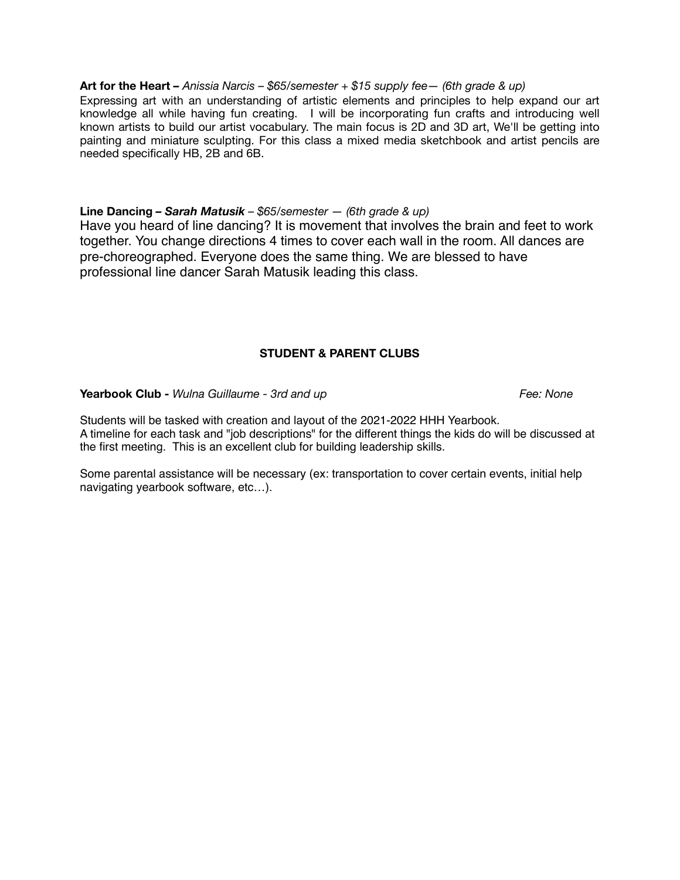**Art for the Heart –** *Anissia Narcis – $65/semester + $15 supply fee— (6th grade & up)*
Expressing art with an understanding of artistic elements and principles to help expand our art knowledge all while having fun creating. I will be incorporating fun crafts and introducing well known artists to build our artist vocabulary. The main focus is 2D and 3D art, We'll be getting into painting and miniature sculpting. For this class a mixed media sketchbook and artist pencils are needed specifically HB, 2B and 6B.

**Line Dancing –** ***Sarah Matusik*** *– $65/semester — (6th grade & up)*
Have you heard of line dancing? It is movement that involves the brain and feet to work together. You change directions 4 times to cover each wall in the room. All dances are pre-choreographed. Everyone does the same thing. We are blessed to have professional line dancer Sarah Matusik leading this class.

## STUDENT & PARENT CLUBS

**Yearbook Club -** *Wulna Guillaume - 3rd and up* *Fee: None*

Students will be tasked with creation and layout of the 2021-2022 HHH Yearbook.
A timeline for each task and "job descriptions" for the different things the kids do will be discussed at the first meeting. This is an excellent club for building leadership skills.

Some parental assistance will be necessary (ex: transportation to cover certain events, initial help navigating yearbook software, etc…).